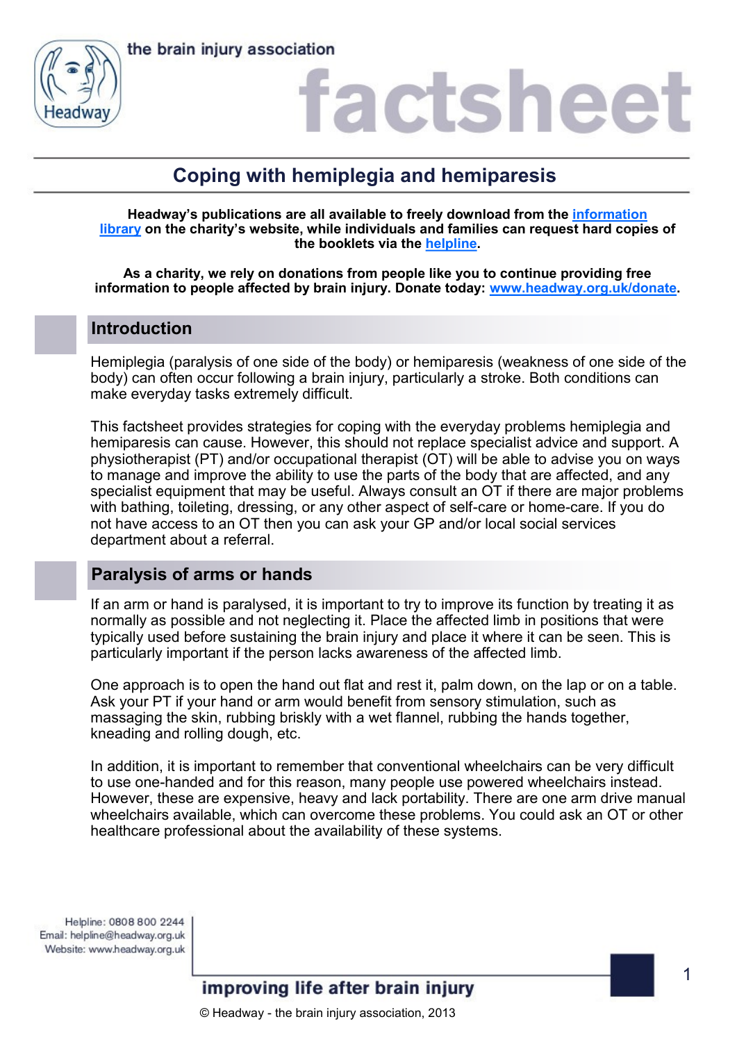# Coping with hemiplegia and hemiparesis

**Headway's publications are all available to freely download from the information library on the charity's website, while individuals and families can request hard copies of the booklets via the helpline.**

**As a charity, we rely on donations from people like you to continue providing free information to people affected by brain injury. Donate today: www.headway.org.uk/donate.**

## Introduction

Hemiplegia (paralysis of one side of the body) or hemiparesis (weakness of one side of the body) can often occur following a brain injury, particularly a stroke. Both conditions can make everyday tasks extremely difficult.

This factsheet provides strategies for coping with the everyday problems hemiplegia and hemiparesis can cause. However, this should not replace specialist advice and support. A physiotherapist (PT) and/or occupational therapist (OT) will be able to advise you on ways to manage and improve the ability to use the parts of the body that are affected, and any specialist equipment that may be useful. Always consult an OT if there are major problems with bathing, toileting, dressing, or any other aspect of self-care or home-care. If you do not have access to an OT then you can ask your GP and/or local social services department about a referral.

## Paralysis of arms or hands

If an arm or hand is paralysed, it is important to try to improve its function by treating it as normally as possible and not neglecting it. Place the affected limb in positions that were typically used before sustaining the brain injury and place it where it can be seen. This is particularly important if the person lacks awareness of the affected limb.

One approach is to open the hand out flat and rest it, palm down, on the lap or on a table. Ask your PT if your hand or arm would benefit from sensory stimulation, such as massaging the skin, rubbing briskly with a wet flannel, rubbing the hands together, kneading and rolling dough, etc.

In addition, it is important to remember that conventional wheelchairs can be very difficult to use one-handed and for this reason, many people use powered wheelchairs instead. However, these are expensive, heavy and lack portability. There are one arm drive manual wheelchairs available, which can overcome these problems. You could ask an OT or other healthcare professional about the availability of these systems.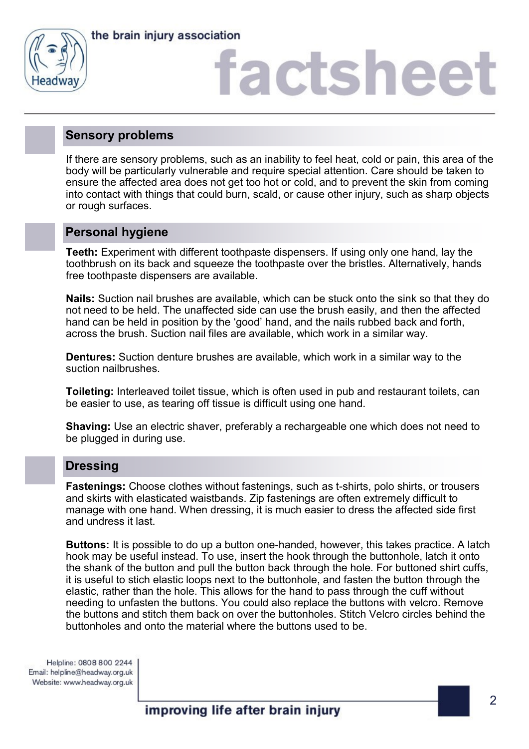## Sensory problems

If there are sensory problems, such as an inability to feel heat, cold or pain, this area of the body will be particularly vulnerable and require special attention. Care should be taken to ensure the affected area does not get too hot or cold, and to prevent the skin from coming into contact with things that could burn, scald, or cause other injury, such as sharp objects or rough surfaces.

## Personal hygiene

**Teeth:** Experiment with different toothpaste dispensers. If using only one hand, lay the toothbrush on its back and squeeze the toothpaste over the bristles. Alternatively, hands free toothpaste dispensers are available.

**Nails:** Suction nail brushes are available, which can be stuck onto the sink so that they do not need to be held. The unaffected side can use the brush easily, and then the affected hand can be held in position by the 'good' hand, and the nails rubbed back and forth, across the brush. Suction nail files are available, which work in a similar way.

**Dentures:** Suction denture brushes are available, which work in a similar way to the suction nailbrushes.

**Toileting:** Interleaved toilet tissue, which is often used in pub and restaurant toilets, can be easier to use, as tearing off tissue is difficult using one hand.

**Shaving:** Use an electric shaver, preferably a rechargeable one which does not need to be plugged in during use.

## Dressing

**Fastenings:** Choose clothes without fastenings, such as t-shirts, polo shirts, or trousers and skirts with elasticated waistbands. Zip fastenings are often extremely difficult to manage with one hand. When dressing, it is much easier to dress the affected side first and undress it last.

**Buttons:** It is possible to do up a button one-handed, however, this takes practice. A latch hook may be useful instead. To use, insert the hook through the buttonhole, latch it onto the shank of the button and pull the button back through the hole. For buttoned shirt cuffs, it is useful to stich elastic loops next to the buttonhole, and fasten the button through the elastic, rather than the hole. This allows for the hand to pass through the cuff without needing to unfasten the buttons. You could also replace the buttons with velcro. Remove the buttons and stitch them back on over the buttonholes. Stitch Velcro circles behind the buttonholes and onto the material where the buttons used to be.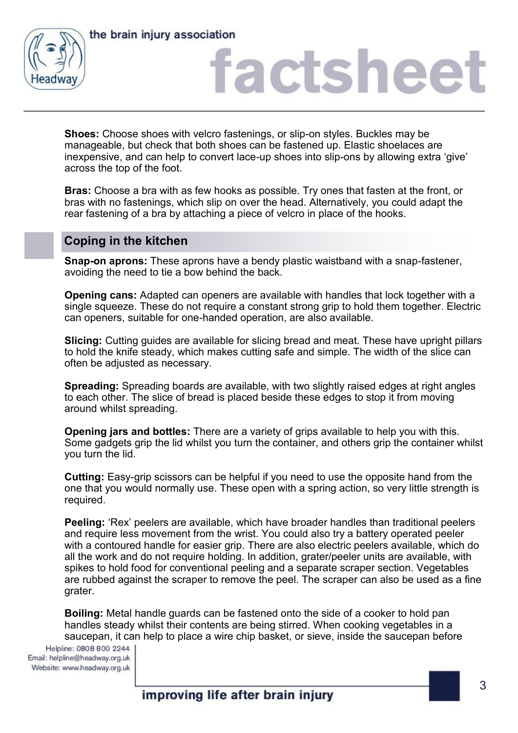**Shoes:** Choose shoes with velcro fastenings, or slip-on styles. Buckles may be manageable, but check that both shoes can be fastened up. Elastic shoelaces are inexpensive, and can help to convert lace-up shoes into slip-ons by allowing extra 'give' across the top of the foot.

**Bras:** Choose a bra with as few hooks as possible. Try ones that fasten at the front, or bras with no fastenings, which slip on over the head. Alternatively, you could adapt the rear fastening of a bra by attaching a piece of velcro in place of the hooks.

## Coping in the kitchen

**Snap-on aprons:** These aprons have a bendy plastic waistband with a snap-fastener, avoiding the need to tie a bow behind the back.

**Opening cans:** Adapted can openers are available with handles that lock together with a single squeeze. These do not require a constant strong grip to hold them together. Electric can openers, suitable for one-handed operation, are also available.

**Slicing:** Cutting guides are available for slicing bread and meat. These have upright pillars to hold the knife steady, which makes cutting safe and simple. The width of the slice can often be adjusted as necessary.

**Spreading:** Spreading boards are available, with two slightly raised edges at right angles to each other. The slice of bread is placed beside these edges to stop it from moving around whilst spreading.

**Opening jars and bottles:** There are a variety of grips available to help you with this. Some gadgets grip the lid whilst you turn the container, and others grip the container whilst you turn the lid.

**Cutting:** Easy-grip scissors can be helpful if you need to use the opposite hand from the one that you would normally use. These open with a spring action, so very little strength is required.

**Peeling:** 'Rex' peelers are available, which have broader handles than traditional peelers and require less movement from the wrist. You could also try a battery operated peeler with a contoured handle for easier grip. There are also electric peelers available, which do all the work and do not require holding. In addition, grater/peeler units are available, with spikes to hold food for conventional peeling and a separate scraper section. Vegetables are rubbed against the scraper to remove the peel. The scraper can also be used as a fine grater.

**Boiling:** Metal handle guards can be fastened onto the side of a cooker to hold pan handles steady whilst their contents are being stirred. When cooking vegetables in a saucepan, it can help to place a wire chip basket, or sieve, inside the saucepan before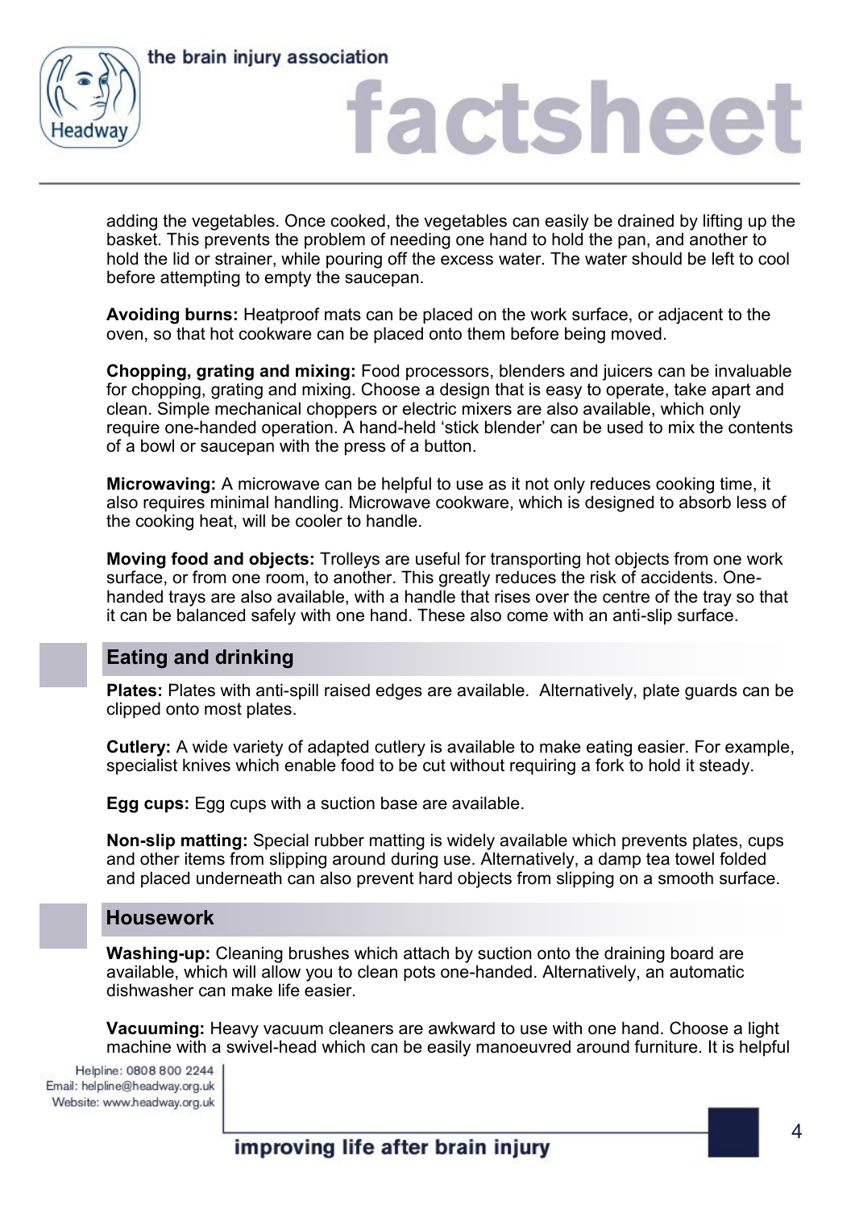adding the vegetables. Once cooked, the vegetables can easily be drained by lifting up the basket. This prevents the problem of needing one hand to hold the pan, and another to hold the lid or strainer, while pouring off the excess water. The water should be left to cool before attempting to empty the saucepan.

**Avoiding burns:** Heatproof mats can be placed on the work surface, or adjacent to the oven, so that hot cookware can be placed onto them before being moved.

**Chopping, grating and mixing:** Food processors, blenders and juicers can be invaluable for chopping, grating and mixing. Choose a design that is easy to operate, take apart and clean. Simple mechanical choppers or electric mixers are also available, which only require one-handed operation. A hand-held 'stick blender' can be used to mix the contents of a bowl or saucepan with the press of a button.

**Microwaving:** A microwave can be helpful to use as it not only reduces cooking time, it also requires minimal handling. Microwave cookware, which is designed to absorb less of the cooking heat, will be cooler to handle.

**Moving food and objects:** Trolleys are useful for transporting hot objects from one work surface, or from one room, to another. This greatly reduces the risk of accidents. One-handed trays are also available, with a handle that rises over the centre of the tray so that it can be balanced safely with one hand. These also come with an anti-slip surface.

## Eating and drinking

**Plates:** Plates with anti-spill raised edges are available. Alternatively, plate guards can be clipped onto most plates.

**Cutlery:** A wide variety of adapted cutlery is available to make eating easier. For example, specialist knives which enable food to be cut without requiring a fork to hold it steady.

**Egg cups:** Egg cups with a suction base are available.

**Non-slip matting:** Special rubber matting is widely available which prevents plates, cups and other items from slipping around during use. Alternatively, a damp tea towel folded and placed underneath can also prevent hard objects from slipping on a smooth surface.

## Housework

**Washing-up:** Cleaning brushes which attach by suction onto the draining board are available, which will allow you to clean pots one-handed. Alternatively, an automatic dishwasher can make life easier.

**Vacuuming:** Heavy vacuum cleaners are awkward to use with one hand. Choose a light machine with a swivel-head which can be easily manoeuvred around furniture. It is helpful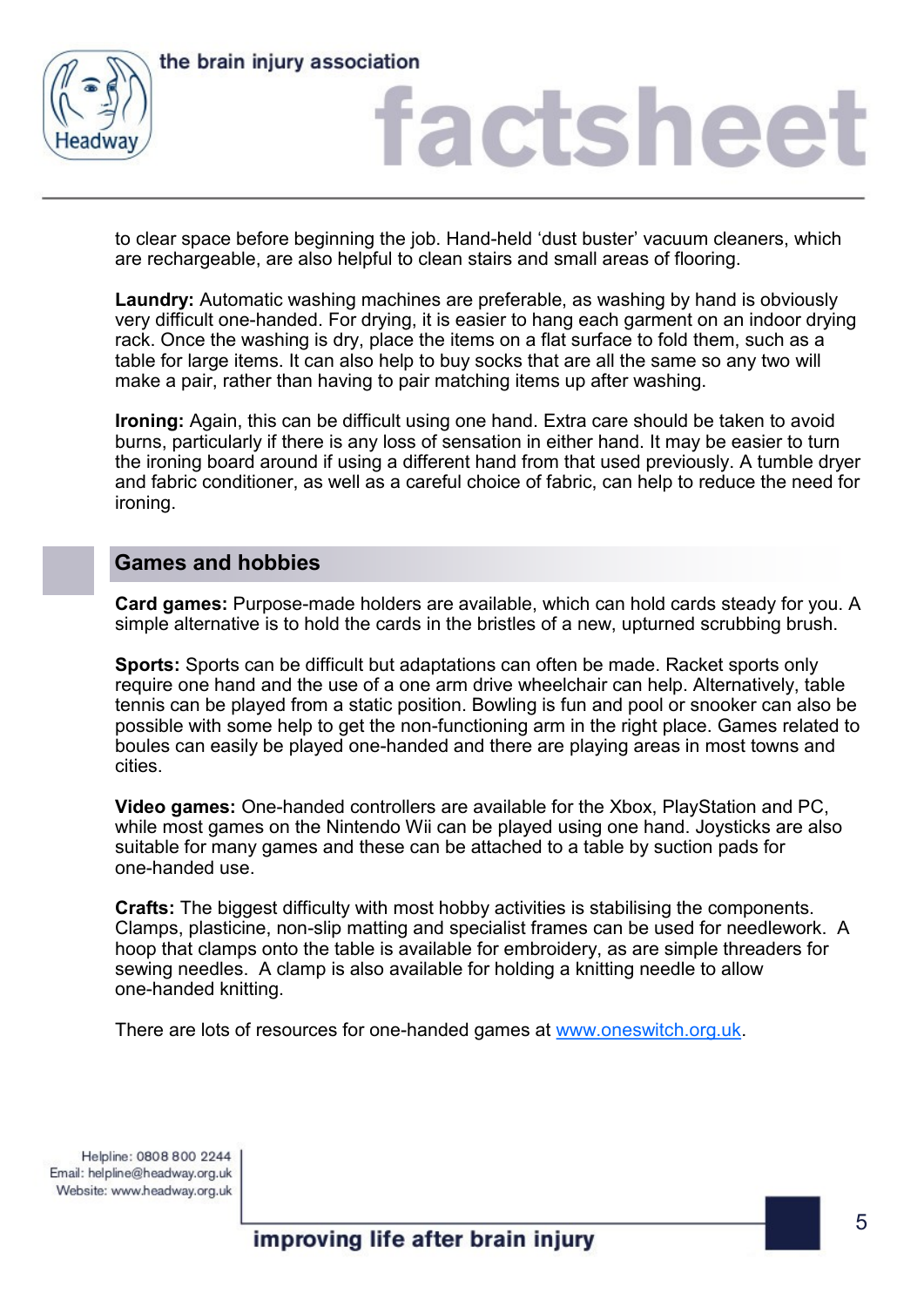to clear space before beginning the job. Hand-held 'dust buster' vacuum cleaners, which are rechargeable, are also helpful to clean stairs and small areas of flooring.

**Laundry:** Automatic washing machines are preferable, as washing by hand is obviously very difficult one-handed. For drying, it is easier to hang each garment on an indoor drying rack. Once the washing is dry, place the items on a flat surface to fold them, such as a table for large items. It can also help to buy socks that are all the same so any two will make a pair, rather than having to pair matching items up after washing.

**Ironing:** Again, this can be difficult using one hand. Extra care should be taken to avoid burns, particularly if there is any loss of sensation in either hand. It may be easier to turn the ironing board around if using a different hand from that used previously. A tumble dryer and fabric conditioner, as well as a careful choice of fabric, can help to reduce the need for ironing.

## Games and hobbies

**Card games:** Purpose-made holders are available, which can hold cards steady for you. A simple alternative is to hold the cards in the bristles of a new, upturned scrubbing brush.

**Sports:** Sports can be difficult but adaptations can often be made. Racket sports only require one hand and the use of a one arm drive wheelchair can help. Alternatively, table tennis can be played from a static position. Bowling is fun and pool or snooker can also be possible with some help to get the non-functioning arm in the right place. Games related to boules can easily be played one-handed and there are playing areas in most towns and cities.

**Video games:** One-handed controllers are available for the Xbox, PlayStation and PC, while most games on the Nintendo Wii can be played using one hand. Joysticks are also suitable for many games and these can be attached to a table by suction pads for one-handed use.

**Crafts:** The biggest difficulty with most hobby activities is stabilising the components. Clamps, plasticine, non-slip matting and specialist frames can be used for needlework. A hoop that clamps onto the table is available for embroidery, as are simple threaders for sewing needles. A clamp is also available for holding a knitting needle to allow one-handed knitting.

There are lots of resources for one-handed games at [www.oneswitch.org.uk](http://www.oneswitch.org.uk).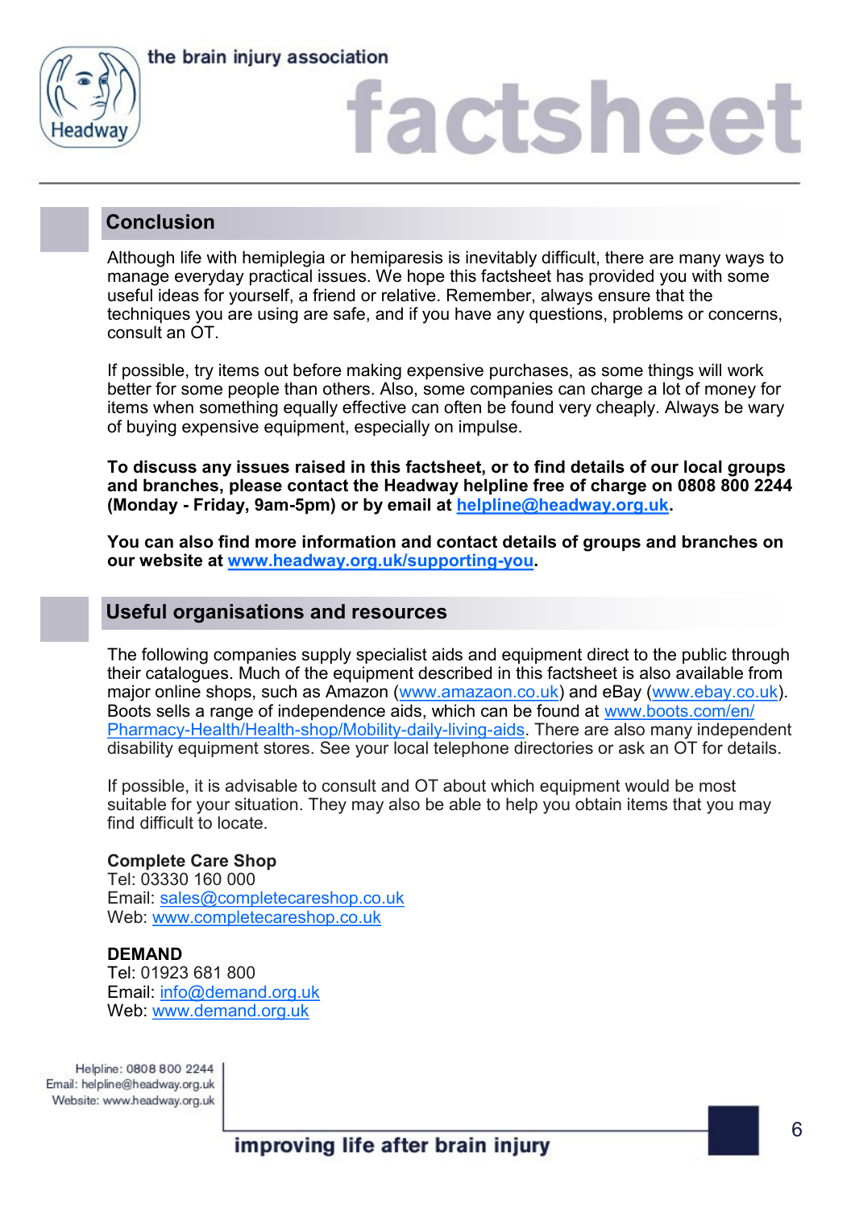## Conclusion

Although life with hemiplegia or hemiparesis is inevitably difficult, there are many ways to manage everyday practical issues. We hope this factsheet has provided you with some useful ideas for yourself, a friend or relative. Remember, always ensure that the techniques you are using are safe, and if you have any questions, problems or concerns, consult an OT.

If possible, try items out before making expensive purchases, as some things will work better for some people than others. Also, some companies can charge a lot of money for items when something equally effective can often be found very cheaply. Always be wary of buying expensive equipment, especially on impulse.

**To discuss any issues raised in this factsheet, or to find details of our local groups and branches, please contact the Headway helpline free of charge on 0808 800 2244 (Monday - Friday, 9am-5pm) or by email at helpline@headway.org.uk.**

**You can also find more information and contact details of groups and branches on our website at www.headway.org.uk/supporting-you.**

## Useful organisations and resources

The following companies supply specialist aids and equipment direct to the public through their catalogues. Much of the equipment described in this factsheet is also available from major online shops, such as Amazon (www.amazaon.co.uk) and eBay (www.ebay.co.uk). Boots sells a range of independence aids, which can be found at www.boots.com/en/Pharmacy-Health/Health-shop/Mobility-daily-living-aids. There are also many independent disability equipment stores. See your local telephone directories or ask an OT for details.

If possible, it is advisable to consult and OT about which equipment would be most suitable for your situation. They may also be able to help you obtain items that you may find difficult to locate.

**Complete Care Shop**
Tel: 03330 160 000
Email: sales@completecareshop.co.uk
Web: www.completecareshop.co.uk

**DEMAND**
Tel: 01923 681 800
Email: info@demand.org.uk
Web: www.demand.org.uk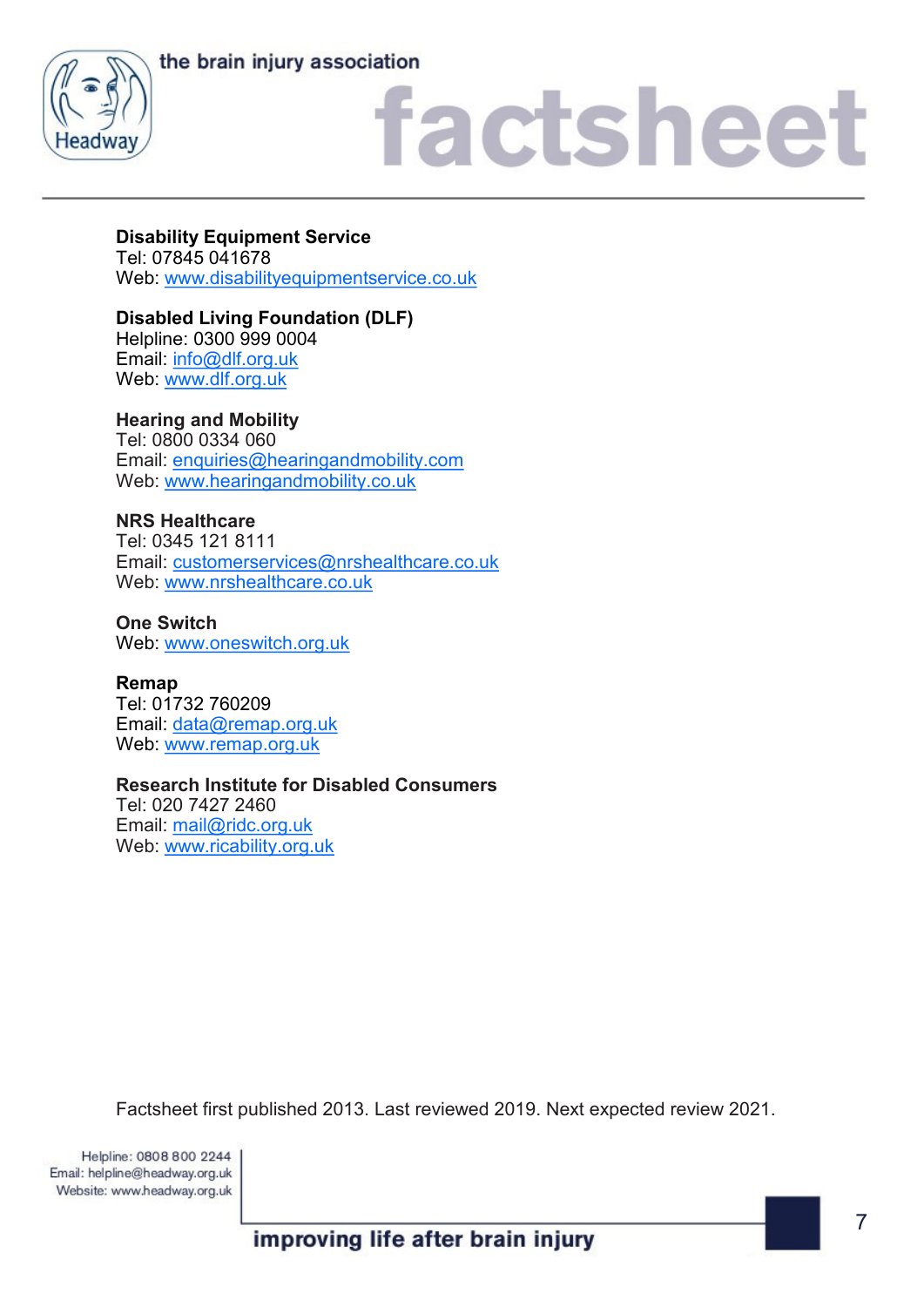**Disability Equipment Service**
Tel: 07845 041678
Web: www.disabilityequipmentservice.co.uk

**Disabled Living Foundation (DLF)**
Helpline: 0300 999 0004
Email: info@dlf.org.uk
Web: www.dlf.org.uk

**Hearing and Mobility**
Tel: 0800 0334 060
Email: enquiries@hearingandmobility.com
Web: www.hearingandmobility.co.uk

**NRS Healthcare**
Tel: 0345 121 8111
Email: customerservices@nrshealthcare.co.uk
Web: www.nrshealthcare.co.uk

**One Switch**
Web: www.oneswitch.org.uk

**Remap**
Tel: 01732 760209
Email: data@remap.org.uk
Web: www.remap.org.uk

**Research Institute for Disabled Consumers**
Tel: 020 7427 2460
Email: mail@ridc.org.uk
Web: www.ricability.org.uk

Factsheet first published 2013. Last reviewed 2019. Next expected review 2021.